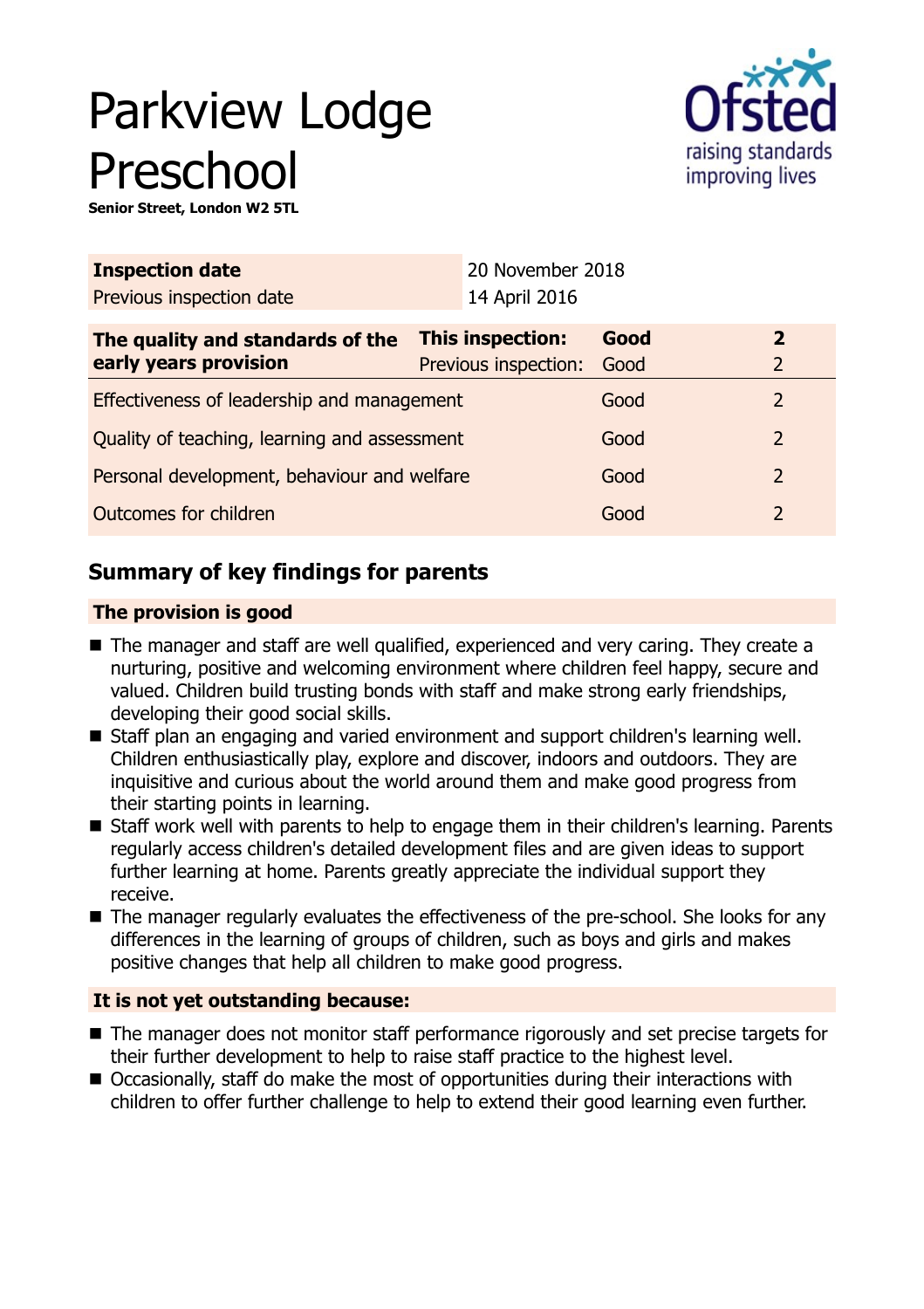# Parkview Lodge Preschool

**Senior Street, London W2 5TL**

| **Inspection date** | 20 November 2018 |
|---|---|
| Previous inspection date | 14 April 2016 |

| **The quality and standards of the early years provision** | **This inspection:** | **Good** | **2** |
|---|---|---|---|
| | Previous inspection: | Good | 2 |
| Effectiveness of leadership and management | | Good | 2 |
| Quality of teaching, learning and assessment | | Good | 2 |
| Personal development, behaviour and welfare | | Good | 2 |
| Outcomes for children | | Good | 2 |

## Summary of key findings for parents

### The provision is good

- The manager and staff are well qualified, experienced and very caring. They create a nurturing, positive and welcoming environment where children feel happy, secure and valued. Children build trusting bonds with staff and make strong early friendships, developing their good social skills.
- Staff plan an engaging and varied environment and support children's learning well. Children enthusiastically play, explore and discover, indoors and outdoors. They are inquisitive and curious about the world around them and make good progress from their starting points in learning.
- Staff work well with parents to help to engage them in their children's learning. Parents regularly access children's detailed development files and are given ideas to support further learning at home. Parents greatly appreciate the individual support they receive.
- The manager regularly evaluates the effectiveness of the pre-school. She looks for any differences in the learning of groups of children, such as boys and girls and makes positive changes that help all children to make good progress.

### It is not yet outstanding because:

- The manager does not monitor staff performance rigorously and set precise targets for their further development to help to raise staff practice to the highest level.
- Occasionally, staff do make the most of opportunities during their interactions with children to offer further challenge to help to extend their good learning even further.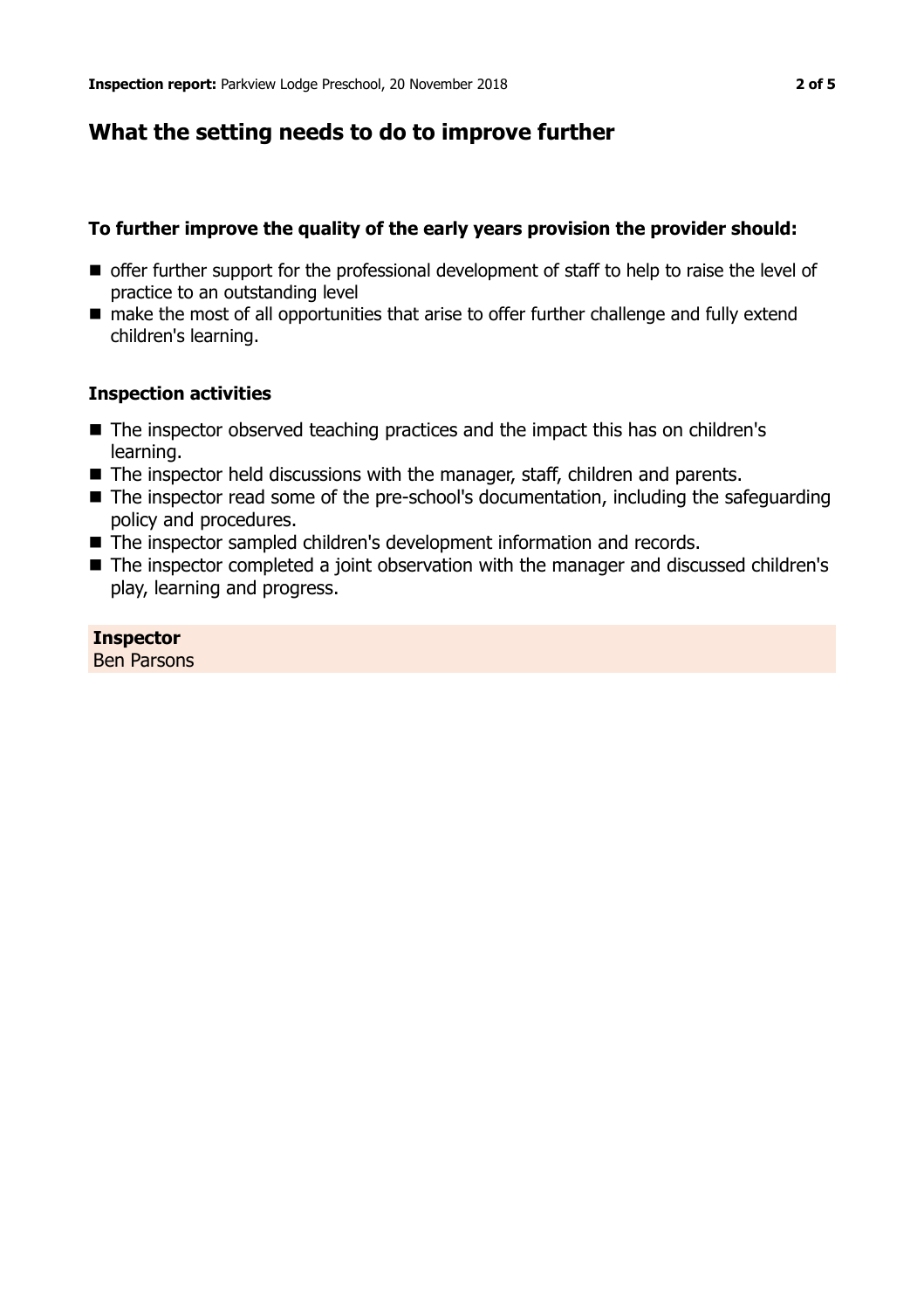## What the setting needs to do to improve further

### To further improve the quality of the early years provision the provider should:

- offer further support for the professional development of staff to help to raise the level of practice to an outstanding level
- make the most of all opportunities that arise to offer further challenge and fully extend children's learning.

### Inspection activities

- The inspector observed teaching practices and the impact this has on children's learning.
- The inspector held discussions with the manager, staff, children and parents.
- The inspector read some of the pre-school's documentation, including the safeguarding policy and procedures.
- The inspector sampled children's development information and records.
- The inspector completed a joint observation with the manager and discussed children's play, learning and progress.

**Inspector**
Ben Parsons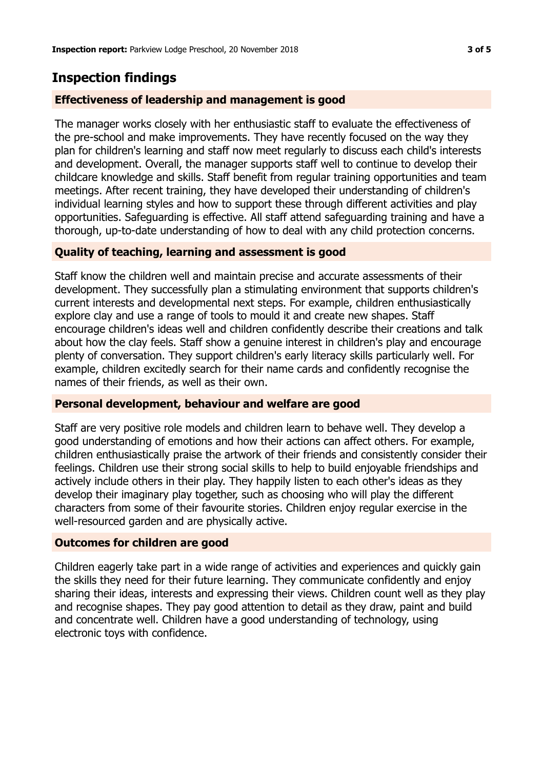## Inspection findings

### Effectiveness of leadership and management is good

The manager works closely with her enthusiastic staff to evaluate the effectiveness of the pre-school and make improvements. They have recently focused on the way they plan for children's learning and staff now meet regularly to discuss each child's interests and development. Overall, the manager supports staff well to continue to develop their childcare knowledge and skills. Staff benefit from regular training opportunities and team meetings. After recent training, they have developed their understanding of children's individual learning styles and how to support these through different activities and play opportunities. Safeguarding is effective. All staff attend safeguarding training and have a thorough, up-to-date understanding of how to deal with any child protection concerns.

### Quality of teaching, learning and assessment is good

Staff know the children well and maintain precise and accurate assessments of their development. They successfully plan a stimulating environment that supports children's current interests and developmental next steps. For example, children enthusiastically explore clay and use a range of tools to mould it and create new shapes. Staff encourage children's ideas well and children confidently describe their creations and talk about how the clay feels. Staff show a genuine interest in children's play and encourage plenty of conversation. They support children's early literacy skills particularly well. For example, children excitedly search for their name cards and confidently recognise the names of their friends, as well as their own.

### Personal development, behaviour and welfare are good

Staff are very positive role models and children learn to behave well. They develop a good understanding of emotions and how their actions can affect others. For example, children enthusiastically praise the artwork of their friends and consistently consider their feelings. Children use their strong social skills to help to build enjoyable friendships and actively include others in their play. They happily listen to each other's ideas as they develop their imaginary play together, such as choosing who will play the different characters from some of their favourite stories. Children enjoy regular exercise in the well-resourced garden and are physically active.

### Outcomes for children are good

Children eagerly take part in a wide range of activities and experiences and quickly gain the skills they need for their future learning. They communicate confidently and enjoy sharing their ideas, interests and expressing their views. Children count well as they play and recognise shapes. They pay good attention to detail as they draw, paint and build and concentrate well. Children have a good understanding of technology, using electronic toys with confidence.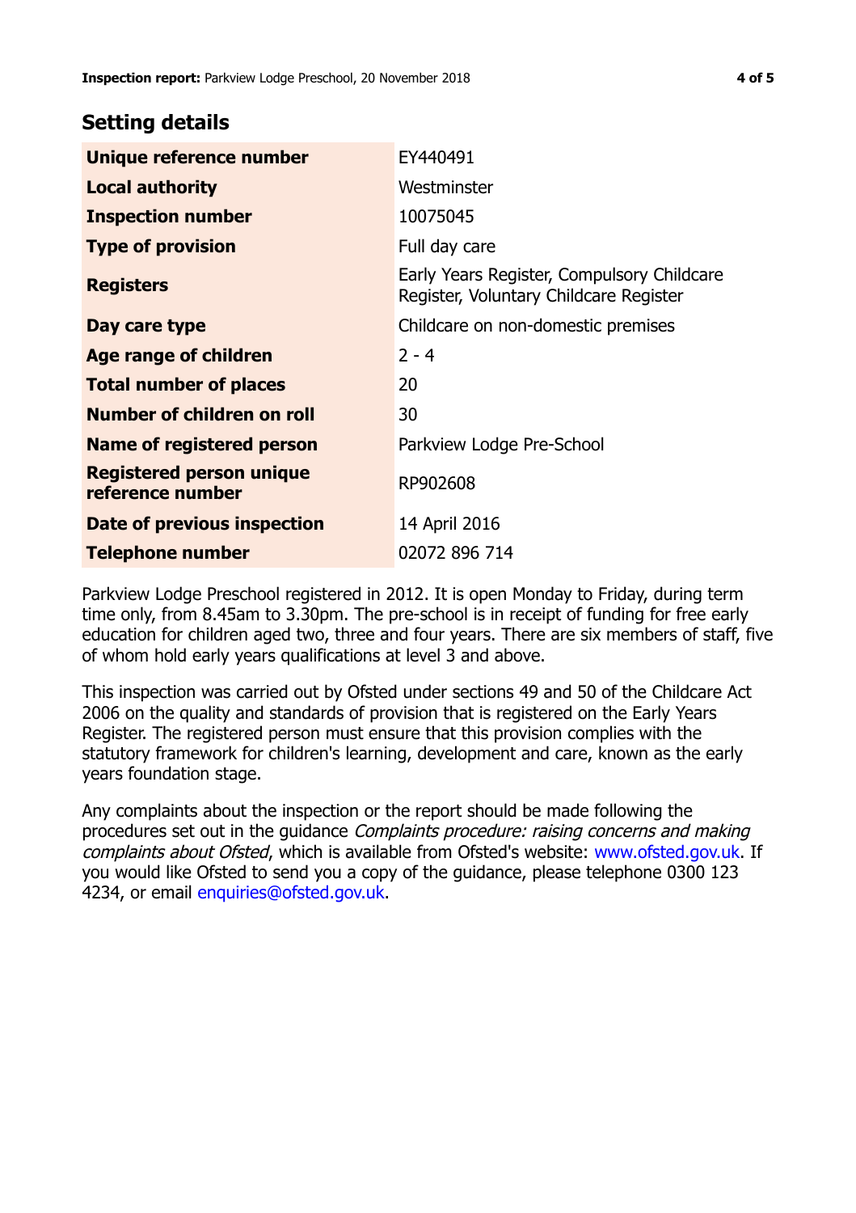## Setting details

| | |
|---|---|
| **Unique reference number** | EY440491 |
| **Local authority** | Westminster |
| **Inspection number** | 10075045 |
| **Type of provision** | Full day care |
| **Registers** | Early Years Register, Compulsory Childcare Register, Voluntary Childcare Register |
| **Day care type** | Childcare on non-domestic premises |
| **Age range of children** | 2 - 4 |
| **Total number of places** | 20 |
| **Number of children on roll** | 30 |
| **Name of registered person** | Parkview Lodge Pre-School |
| **Registered person unique reference number** | RP902608 |
| **Date of previous inspection** | 14 April 2016 |
| **Telephone number** | 02072 896 714 |

Parkview Lodge Preschool registered in 2012. It is open Monday to Friday, during term time only, from 8.45am to 3.30pm. The pre-school is in receipt of funding for free early education for children aged two, three and four years. There are six members of staff, five of whom hold early years qualifications at level 3 and above.

This inspection was carried out by Ofsted under sections 49 and 50 of the Childcare Act 2006 on the quality and standards of provision that is registered on the Early Years Register. The registered person must ensure that this provision complies with the statutory framework for children's learning, development and care, known as the early years foundation stage.

Any complaints about the inspection or the report should be made following the procedures set out in the guidance *Complaints procedure: raising concerns and making complaints about Ofsted*, which is available from Ofsted's website: www.ofsted.gov.uk. If you would like Ofsted to send you a copy of the guidance, please telephone 0300 123 4234, or email enquiries@ofsted.gov.uk.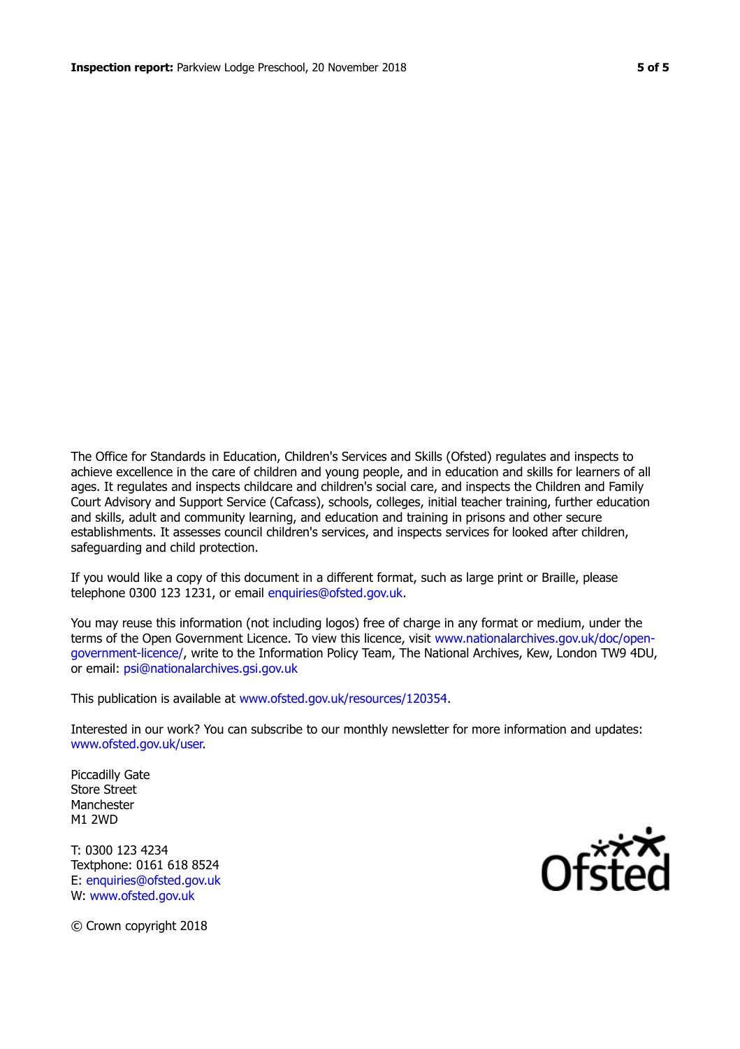The Office for Standards in Education, Children's Services and Skills (Ofsted) regulates and inspects to achieve excellence in the care of children and young people, and in education and skills for learners of all ages. It regulates and inspects childcare and children's social care, and inspects the Children and Family Court Advisory and Support Service (Cafcass), schools, colleges, initial teacher training, further education and skills, adult and community learning, and education and training in prisons and other secure establishments. It assesses council children's services, and inspects services for looked after children, safeguarding and child protection.

If you would like a copy of this document in a different format, such as large print or Braille, please telephone 0300 123 1231, or email enquiries@ofsted.gov.uk.

You may reuse this information (not including logos) free of charge in any format or medium, under the terms of the Open Government Licence. To view this licence, visit www.nationalarchives.gov.uk/doc/open-government-licence/, write to the Information Policy Team, The National Archives, Kew, London TW9 4DU, or email: psi@nationalarchives.gsi.gov.uk

This publication is available at www.ofsted.gov.uk/resources/120354.

Interested in our work? You can subscribe to our monthly newsletter for more information and updates: www.ofsted.gov.uk/user.

Piccadilly Gate
Store Street
Manchester
M1 2WD

T: 0300 123 4234
Textphone: 0161 618 8524
E: enquiries@ofsted.gov.uk
W: www.ofsted.gov.uk

© Crown copyright 2018